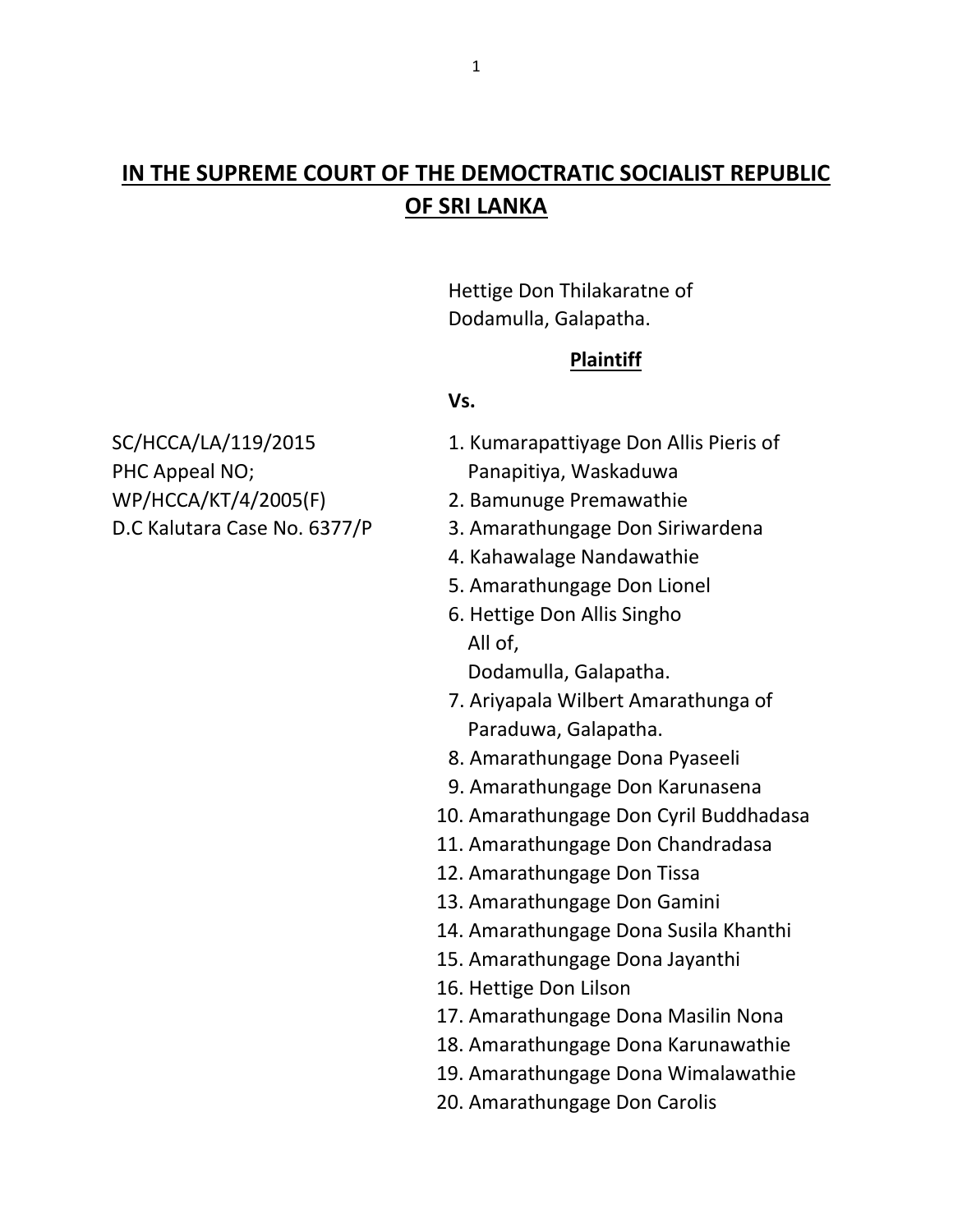# IN THE SUPREME COURT OF THE DEMOCTRATIC SOCIALIST REPUBLIC OF SRI LANKA

Hettige Don Thilakaratne of
Dodamulla, Galapatha.

**Plaintiff**

**Vs.**

SC/HCCA/LA/119/2015
PHC Appeal NO;
WP/HCCA/KT/4/2005(F)
D.C Kalutara Case No. 6377/P

1. Kumarapattiyage Don Allis Pieris of
   Panapitiya, Waskaduwa
2. Bamunuge Premawathie
3. Amarathungage Don Siriwardena
4. Kahawalage Nandawathie
5. Amarathungage Don Lionel
6. Hettige Don Allis Singho
   All of,
   Dodamulla, Galapatha.
7. Ariyapala Wilbert Amarathunga of
   Paraduwa, Galapatha.
8. Amarathungage Dona Pyaseeli
9. Amarathungage Don Karunasena
10. Amarathungage Don Cyril Buddhadasa
11. Amarathungage Don Chandradasa
12. Amarathungage Don Tissa
13. Amarathungage Don Gamini
14. Amarathungage Dona Susila Khanthi
15. Amarathungage Dona Jayanthi
16. Hettige Don Lilson
17. Amarathungage Dona Masilin Nona
18. Amarathungage Dona Karunawathie
19. Amarathungage Dona Wimalawathie
20. Amarathungage Don Carolis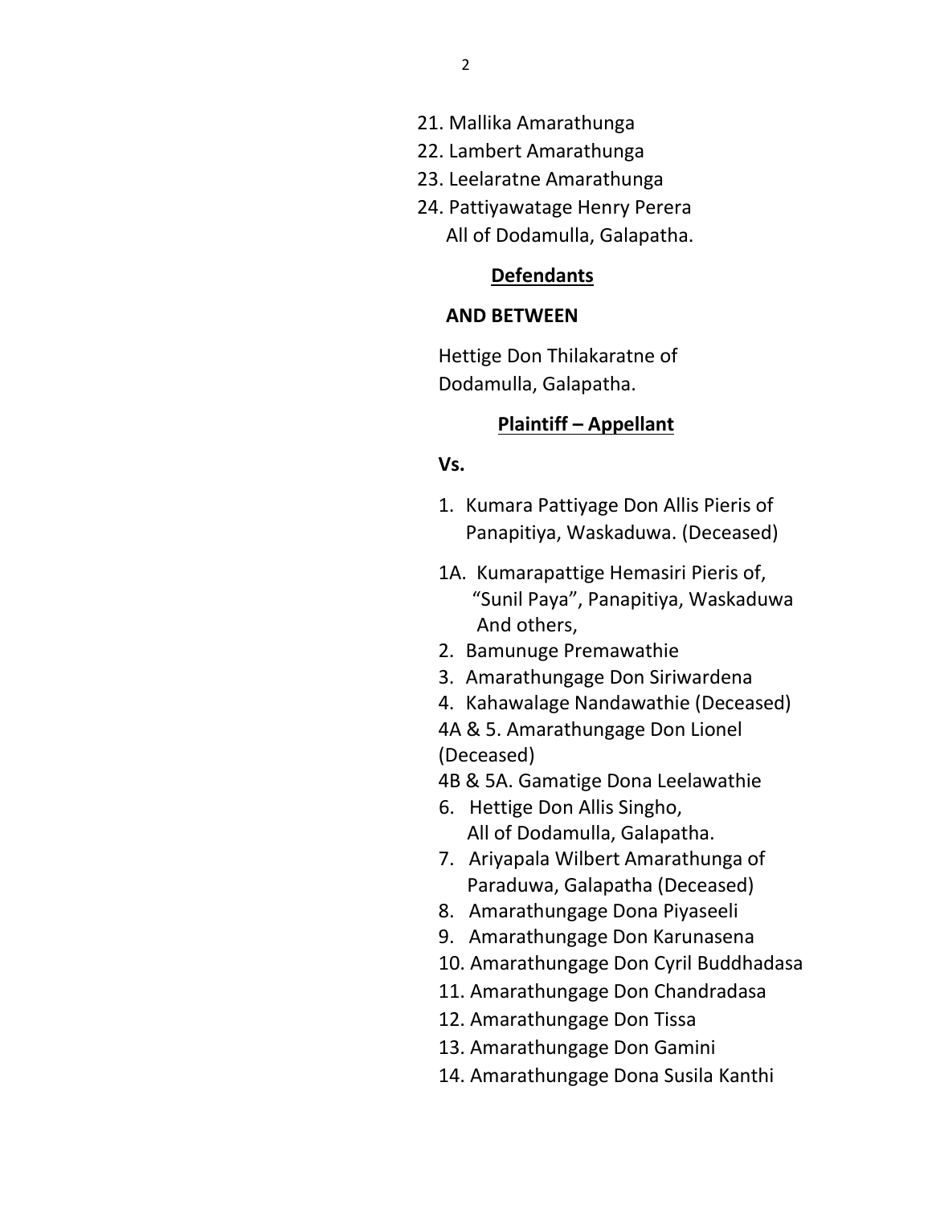21. Mallika Amarathunga
22. Lambert Amarathunga
23. Leelaratne Amarathunga
24. Pattiyawatage Henry Perera
    All of Dodamulla, Galapatha.

**Defendants**

**AND BETWEEN**

Hettige Don Thilakaratne of
Dodamulla, Galapatha.

**Plaintiff – Appellant**

**Vs.**

1. Kumara Pattiyage Don Allis Pieris of Panapitiya, Waskaduwa. (Deceased)

1A. Kumarapattige Hemasiri Pieris of, "Sunil Paya", Panapitiya, Waskaduwa And others,

2. Bamunuge Premawathie
3. Amarathungage Don Siriwardena
4. Kahawalage Nandawathie (Deceased)

4A & 5. Amarathungage Don Lionel (Deceased)

4B & 5A. Gamatige Dona Leelawathie

6. Hettige Don Allis Singho,
   All of Dodamulla, Galapatha.
7. Ariyapala Wilbert Amarathunga of Paraduwa, Galapatha (Deceased)
8. Amarathungage Dona Piyaseeli
9. Amarathungage Don Karunasena
10. Amarathungage Don Cyril Buddhadasa
11. Amarathungage Don Chandradasa
12. Amarathungage Don Tissa
13. Amarathungage Don Gamini
14. Amarathungage Dona Susila Kanthi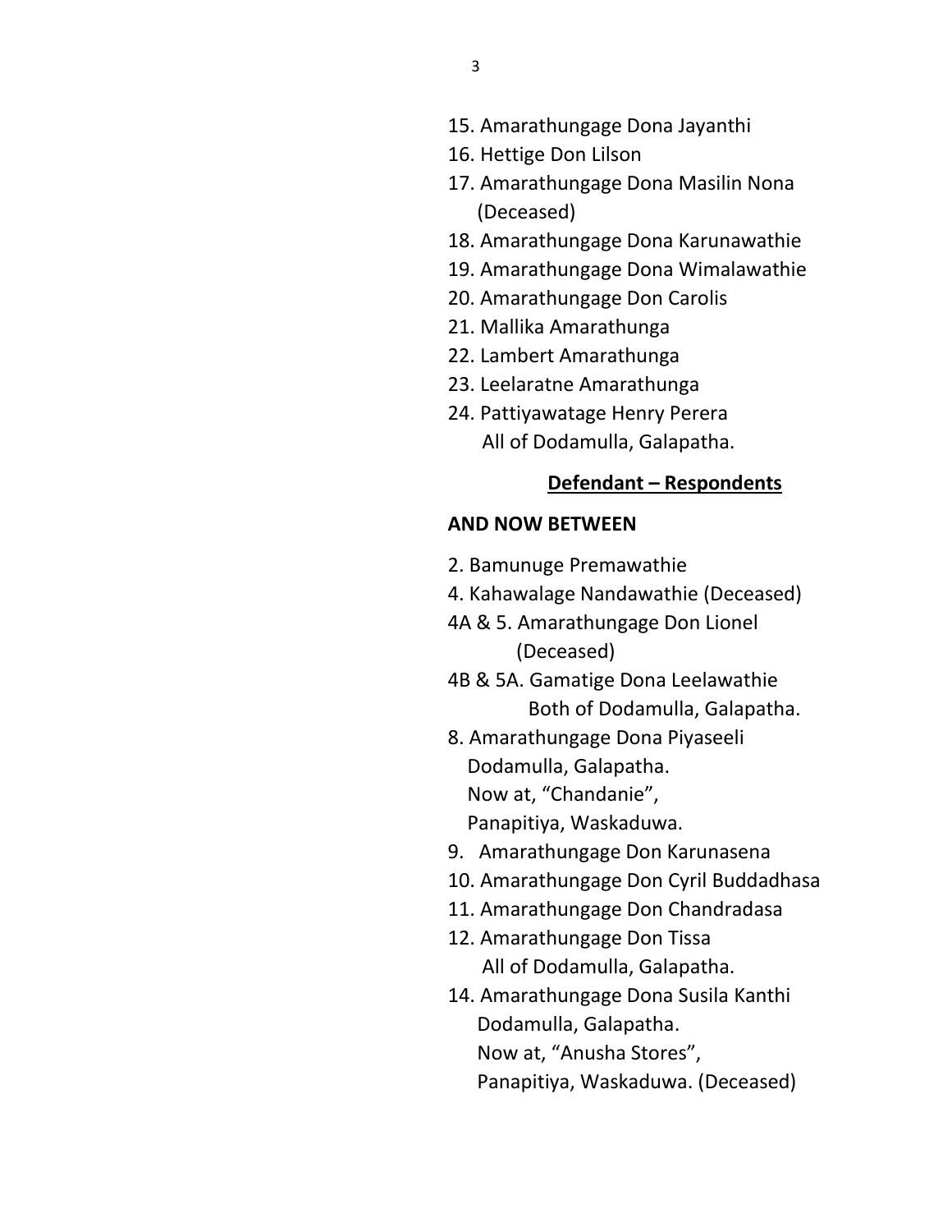15. Amarathungage Dona Jayanthi
16. Hettige Don Lilson
17. Amarathungage Dona Masilin Nona (Deceased)
18. Amarathungage Dona Karunawathie
19. Amarathungage Dona Wimalawathie
20. Amarathungage Don Carolis
21. Mallika Amarathunga
22. Lambert Amarathunga
23. Leelaratne Amarathunga
24. Pattiyawatage Henry Perera
    All of Dodamulla, Galapatha.

**<u>Defendant – Respondents</u>**

**AND NOW BETWEEN**

2. Bamunuge Premawathie

4. Kahawalage Nandawathie (Deceased)

4A & 5. Amarathungage Don Lionel (Deceased)

4B & 5A. Gamatige Dona Leelawathie
    Both of Dodamulla, Galapatha.

8. Amarathungage Dona Piyaseeli
    Dodamulla, Galapatha.
    Now at, "Chandanie",
    Panapitiya, Waskaduwa.

9. Amarathungage Don Karunasena

10. Amarathungage Don Cyril Buddadhasa

11. Amarathungage Don Chandradasa

12. Amarathungage Don Tissa
    All of Dodamulla, Galapatha.

14. Amarathungage Dona Susila Kanthi
    Dodamulla, Galapatha.
    Now at, "Anusha Stores",
    Panapitiya, Waskaduwa. (Deceased)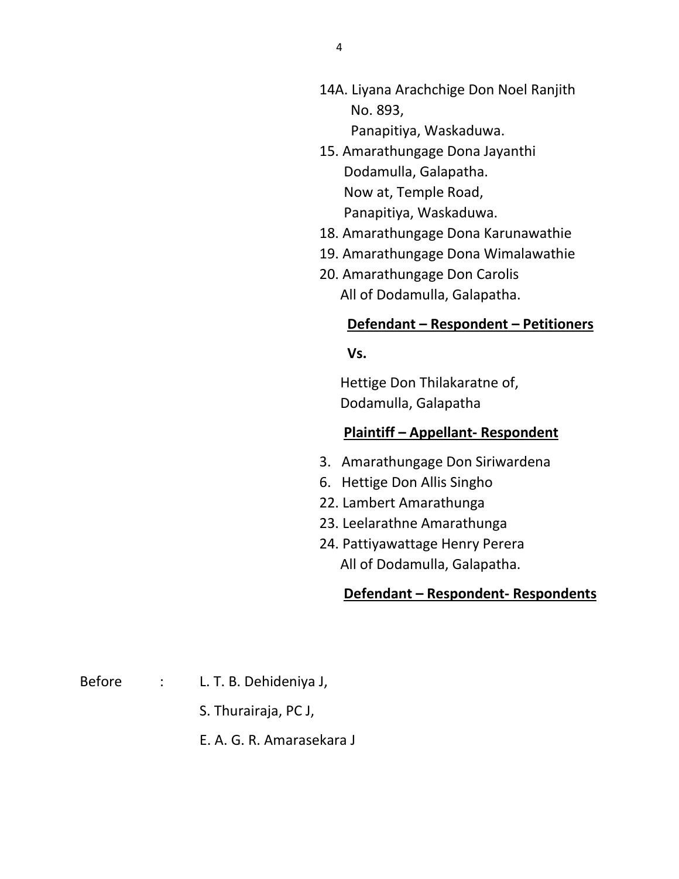14A. Liyana Arachchige Don Noel Ranjith
No. 893,
Panapitiya, Waskaduwa.

15. Amarathungage Dona Jayanthi
Dodamulla, Galapatha.
Now at, Temple Road,
Panapitiya, Waskaduwa.

18. Amarathungage Dona Karunawathie

19. Amarathungage Dona Wimalawathie

20. Amarathungage Don Carolis
All of Dodamulla, Galapatha.

**Defendant – Respondent – Petitioners**

**Vs.**

Hettige Don Thilakaratne of,
Dodamulla, Galapatha

**Plaintiff – Appellant- Respondent**

3. Amarathungage Don Siriwardena

6. Hettige Don Allis Singho

22. Lambert Amarathunga

23. Leelarathne Amarathunga

24. Pattiyawattage Henry Perera
All of Dodamulla, Galapatha.

**Defendant – Respondent- Respondents**

Before : L. T. B. Dehideniya J,

S. Thurairaja, PC J,

E. A. G. R. Amarasekara J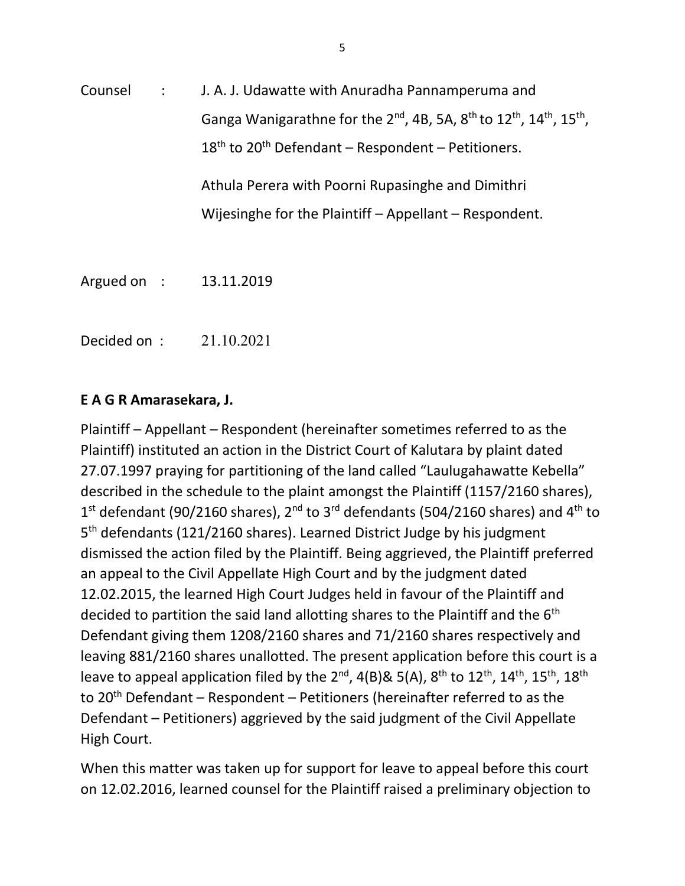Counsel : J. A. J. Udawatte with Anuradha Pannamperuma and Ganga Wanigarathne for the 2nd, 4B, 5A, 8th to 12th, 14th, 15th, 18th to 20th Defendant – Respondent – Petitioners.

Athula Perera with Poorni Rupasinghe and Dimithri Wijesinghe for the Plaintiff – Appellant – Respondent.

Argued on : 13.11.2019

Decided on : 21.10.2021

**E A G R Amarasekara, J.**

Plaintiff – Appellant – Respondent (hereinafter sometimes referred to as the Plaintiff) instituted an action in the District Court of Kalutara by plaint dated 27.07.1997 praying for partitioning of the land called "Laulugahawatte Kebella" described in the schedule to the plaint amongst the Plaintiff (1157/2160 shares), 1st defendant (90/2160 shares), 2nd to 3rd defendants (504/2160 shares) and 4th to 5th defendants (121/2160 shares). Learned District Judge by his judgment dismissed the action filed by the Plaintiff. Being aggrieved, the Plaintiff preferred an appeal to the Civil Appellate High Court and by the judgment dated 12.02.2015, the learned High Court Judges held in favour of the Plaintiff and decided to partition the said land allotting shares to the Plaintiff and the 6th Defendant giving them 1208/2160 shares and 71/2160 shares respectively and leaving 881/2160 shares unallotted. The present application before this court is a leave to appeal application filed by the 2nd, 4(B)& 5(A), 8th to 12th, 14th, 15th, 18th to 20th Defendant – Respondent – Petitioners (hereinafter referred to as the Defendant – Petitioners) aggrieved by the said judgment of the Civil Appellate High Court.

When this matter was taken up for support for leave to appeal before this court on 12.02.2016, learned counsel for the Plaintiff raised a preliminary objection to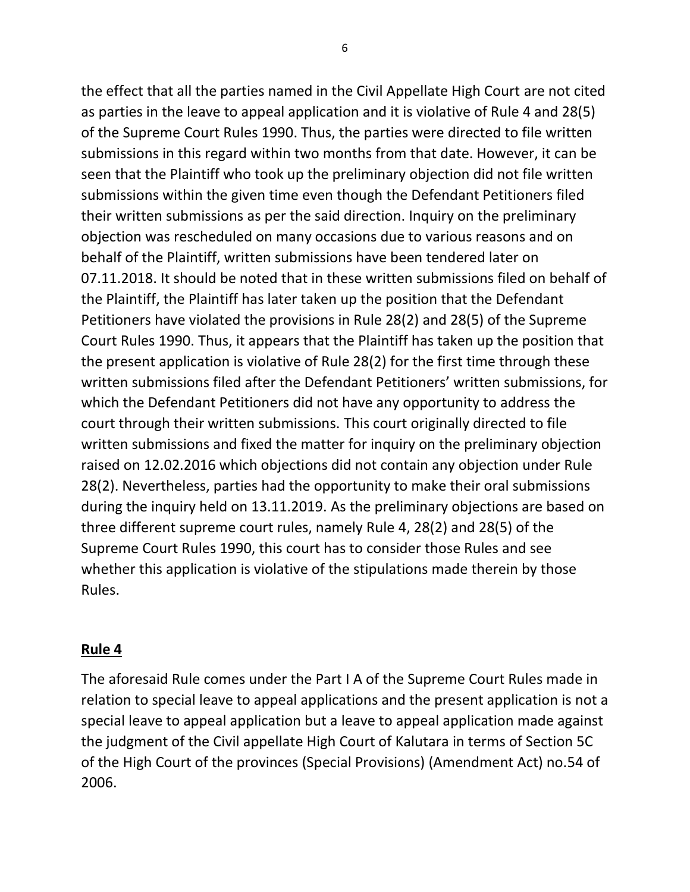the effect that all the parties named in the Civil Appellate High Court are not cited as parties in the leave to appeal application and it is violative of Rule 4 and 28(5) of the Supreme Court Rules 1990. Thus, the parties were directed to file written submissions in this regard within two months from that date. However, it can be seen that the Plaintiff who took up the preliminary objection did not file written submissions within the given time even though the Defendant Petitioners filed their written submissions as per the said direction. Inquiry on the preliminary objection was rescheduled on many occasions due to various reasons and on behalf of the Plaintiff, written submissions have been tendered later on 07.11.2018. It should be noted that in these written submissions filed on behalf of the Plaintiff, the Plaintiff has later taken up the position that the Defendant Petitioners have violated the provisions in Rule 28(2) and 28(5) of the Supreme Court Rules 1990. Thus, it appears that the Plaintiff has taken up the position that the present application is violative of Rule 28(2) for the first time through these written submissions filed after the Defendant Petitioners' written submissions, for which the Defendant Petitioners did not have any opportunity to address the court through their written submissions. This court originally directed to file written submissions and fixed the matter for inquiry on the preliminary objection raised on 12.02.2016 which objections did not contain any objection under Rule 28(2). Nevertheless, parties had the opportunity to make their oral submissions during the inquiry held on 13.11.2019. As the preliminary objections are based on three different supreme court rules, namely Rule 4, 28(2) and 28(5) of the Supreme Court Rules 1990, this court has to consider those Rules and see whether this application is violative of the stipulations made therein by those Rules.

**Rule 4**

The aforesaid Rule comes under the Part I A of the Supreme Court Rules made in relation to special leave to appeal applications and the present application is not a special leave to appeal application but a leave to appeal application made against the judgment of the Civil appellate High Court of Kalutara in terms of Section 5C of the High Court of the provinces (Special Provisions) (Amendment Act) no.54 of 2006.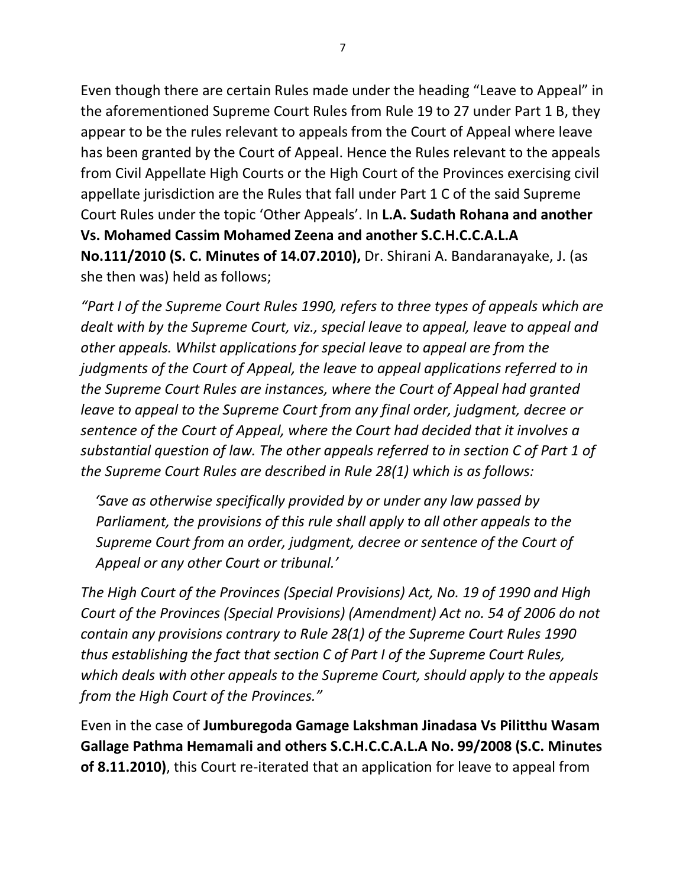Even though there are certain Rules made under the heading "Leave to Appeal" in the aforementioned Supreme Court Rules from Rule 19 to 27 under Part 1 B, they appear to be the rules relevant to appeals from the Court of Appeal where leave has been granted by the Court of Appeal. Hence the Rules relevant to the appeals from Civil Appellate High Courts or the High Court of the Provinces exercising civil appellate jurisdiction are the Rules that fall under Part 1 C of the said Supreme Court Rules under the topic 'Other Appeals'. In **L.A. Sudath Rohana and another Vs. Mohamed Cassim Mohamed Zeena and another S.C.H.C.C.A.L.A No.111/2010 (S. C. Minutes of 14.07.2010),** Dr. Shirani A. Bandaranayake, J. (as she then was) held as follows;

*"Part I of the Supreme Court Rules 1990, refers to three types of appeals which are dealt with by the Supreme Court, viz., special leave to appeal, leave to appeal and other appeals. Whilst applications for special leave to appeal are from the judgments of the Court of Appeal, the leave to appeal applications referred to in the Supreme Court Rules are instances, where the Court of Appeal had granted leave to appeal to the Supreme Court from any final order, judgment, decree or sentence of the Court of Appeal, where the Court had decided that it involves a substantial question of law. The other appeals referred to in section C of Part 1 of the Supreme Court Rules are described in Rule 28(1) which is as follows:*

> *'Save as otherwise specifically provided by or under any law passed by Parliament, the provisions of this rule shall apply to all other appeals to the Supreme Court from an order, judgment, decree or sentence of the Court of Appeal or any other Court or tribunal.'*

*The High Court of the Provinces (Special Provisions) Act, No. 19 of 1990 and High Court of the Provinces (Special Provisions) (Amendment) Act no. 54 of 2006 do not contain any provisions contrary to Rule 28(1) of the Supreme Court Rules 1990 thus establishing the fact that section C of Part I of the Supreme Court Rules, which deals with other appeals to the Supreme Court, should apply to the appeals from the High Court of the Provinces."*

Even in the case of **Jumburegoda Gamage Lakshman Jinadasa Vs Pilitthu Wasam Gallage Pathma Hemamali and others S.C.H.C.C.A.L.A No. 99/2008 (S.C. Minutes of 8.11.2010)**, this Court re-iterated that an application for leave to appeal from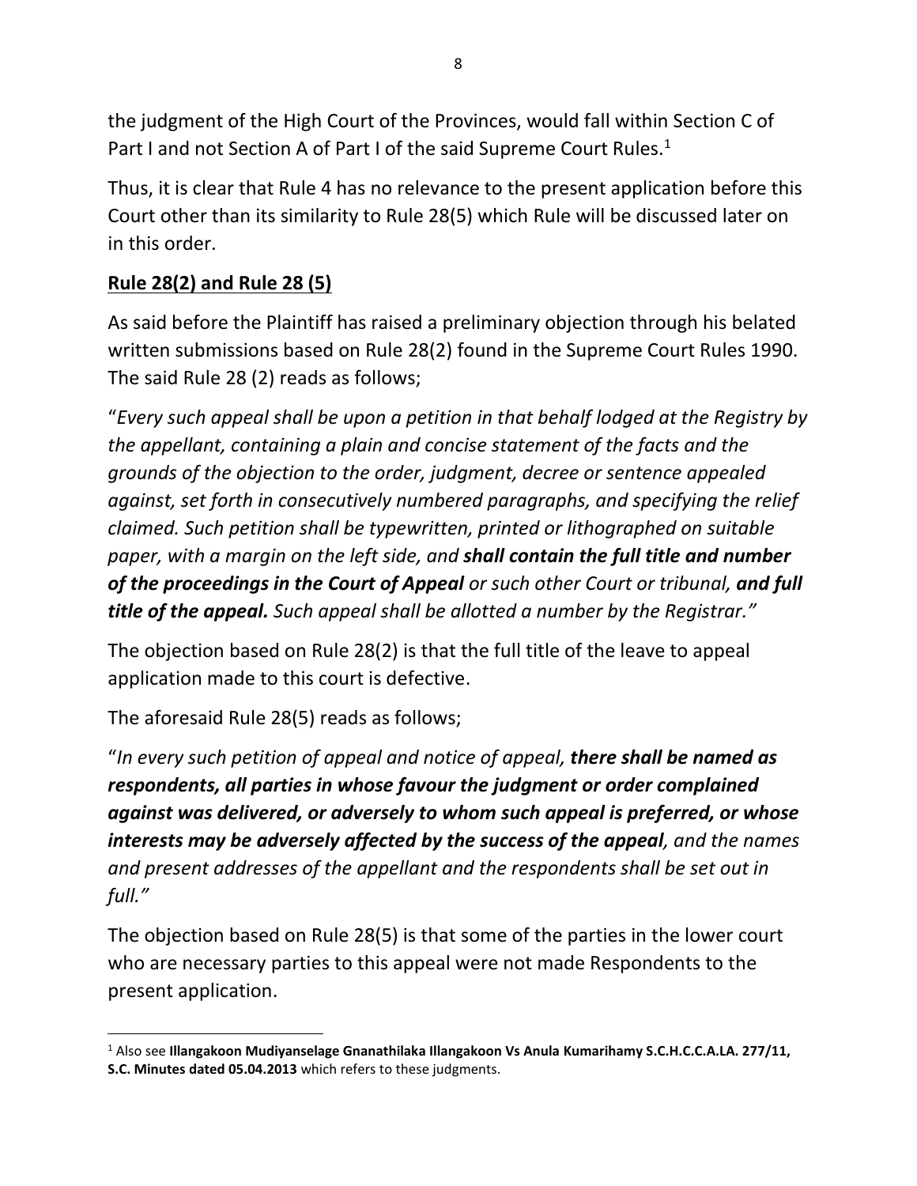the judgment of the High Court of the Provinces, would fall within Section C of Part I and not Section A of Part I of the said Supreme Court Rules.[1]

Thus, it is clear that Rule 4 has no relevance to the present application before this Court other than its similarity to Rule 28(5) which Rule will be discussed later on in this order.

**<u>Rule 28(2) and Rule 28 (5)</u>**

As said before the Plaintiff has raised a preliminary objection through his belated written submissions based on Rule 28(2) found in the Supreme Court Rules 1990. The said Rule 28 (2) reads as follows;

"*Every such appeal shall be upon a petition in that behalf lodged at the Registry by the appellant, containing a plain and concise statement of the facts and the grounds of the objection to the order, judgment, decree or sentence appealed against, set forth in consecutively numbered paragraphs, and specifying the relief claimed. Such petition shall be typewritten, printed or lithographed on suitable paper, with a margin on the left side, and **shall contain the full title and number of the proceedings in the Court of Appeal** or such other Court or tribunal, **and full title of the appeal.** Such appeal shall be allotted a number by the Registrar."*

The objection based on Rule 28(2) is that the full title of the leave to appeal application made to this court is defective.

The aforesaid Rule 28(5) reads as follows;

"*In every such petition of appeal and notice of appeal, **there shall be named as respondents, all parties in whose favour the judgment or order complained against was delivered, or adversely to whom such appeal is preferred, or whose interests may be adversely affected by the success of the appeal**, and the names and present addresses of the appellant and the respondents shall be set out in full."*

The objection based on Rule 28(5) is that some of the parties in the lower court who are necessary parties to this appeal were not made Respondents to the present application.

---

[1] Also see **Illangakoon Mudiyanselage Gnanathilaka Illangakoon Vs Anula Kumarihamy S.C.H.C.C.A.LA. 277/11, S.C. Minutes dated 05.04.2013** which refers to these judgments.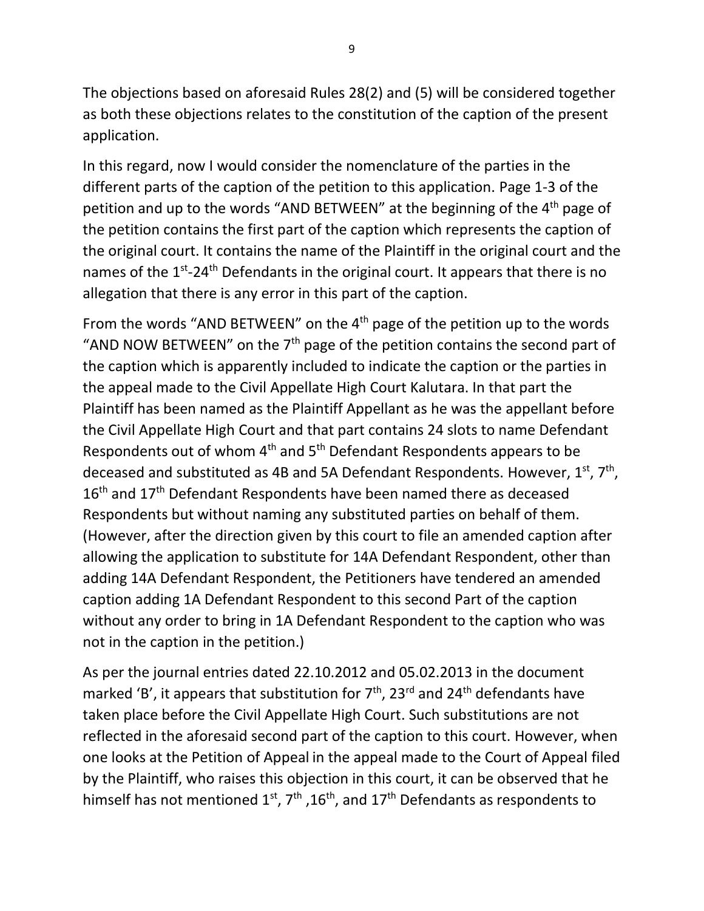The objections based on aforesaid Rules 28(2) and (5) will be considered together as both these objections relates to the constitution of the caption of the present application.

In this regard, now I would consider the nomenclature of the parties in the different parts of the caption of the petition to this application. Page 1-3 of the petition and up to the words "AND BETWEEN" at the beginning of the 4th page of the petition contains the first part of the caption which represents the caption of the original court. It contains the name of the Plaintiff in the original court and the names of the 1st-24th Defendants in the original court. It appears that there is no allegation that there is any error in this part of the caption.

From the words "AND BETWEEN" on the 4th page of the petition up to the words "AND NOW BETWEEN" on the 7th page of the petition contains the second part of the caption which is apparently included to indicate the caption or the parties in the appeal made to the Civil Appellate High Court Kalutara. In that part the Plaintiff has been named as the Plaintiff Appellant as he was the appellant before the Civil Appellate High Court and that part contains 24 slots to name Defendant Respondents out of whom 4th and 5th Defendant Respondents appears to be deceased and substituted as 4B and 5A Defendant Respondents. However, 1st, 7th, 16th and 17th Defendant Respondents have been named there as deceased Respondents but without naming any substituted parties on behalf of them. (However, after the direction given by this court to file an amended caption after allowing the application to substitute for 14A Defendant Respondent, other than adding 14A Defendant Respondent, the Petitioners have tendered an amended caption adding 1A Defendant Respondent to this second Part of the caption without any order to bring in 1A Defendant Respondent to the caption who was not in the caption in the petition.)

As per the journal entries dated 22.10.2012 and 05.02.2013 in the document marked 'B', it appears that substitution for 7th, 23rd and 24th defendants have taken place before the Civil Appellate High Court. Such substitutions are not reflected in the aforesaid second part of the caption to this court. However, when one looks at the Petition of Appeal in the appeal made to the Court of Appeal filed by the Plaintiff, who raises this objection in this court, it can be observed that he himself has not mentioned 1st, 7th ,16th, and 17th Defendants as respondents to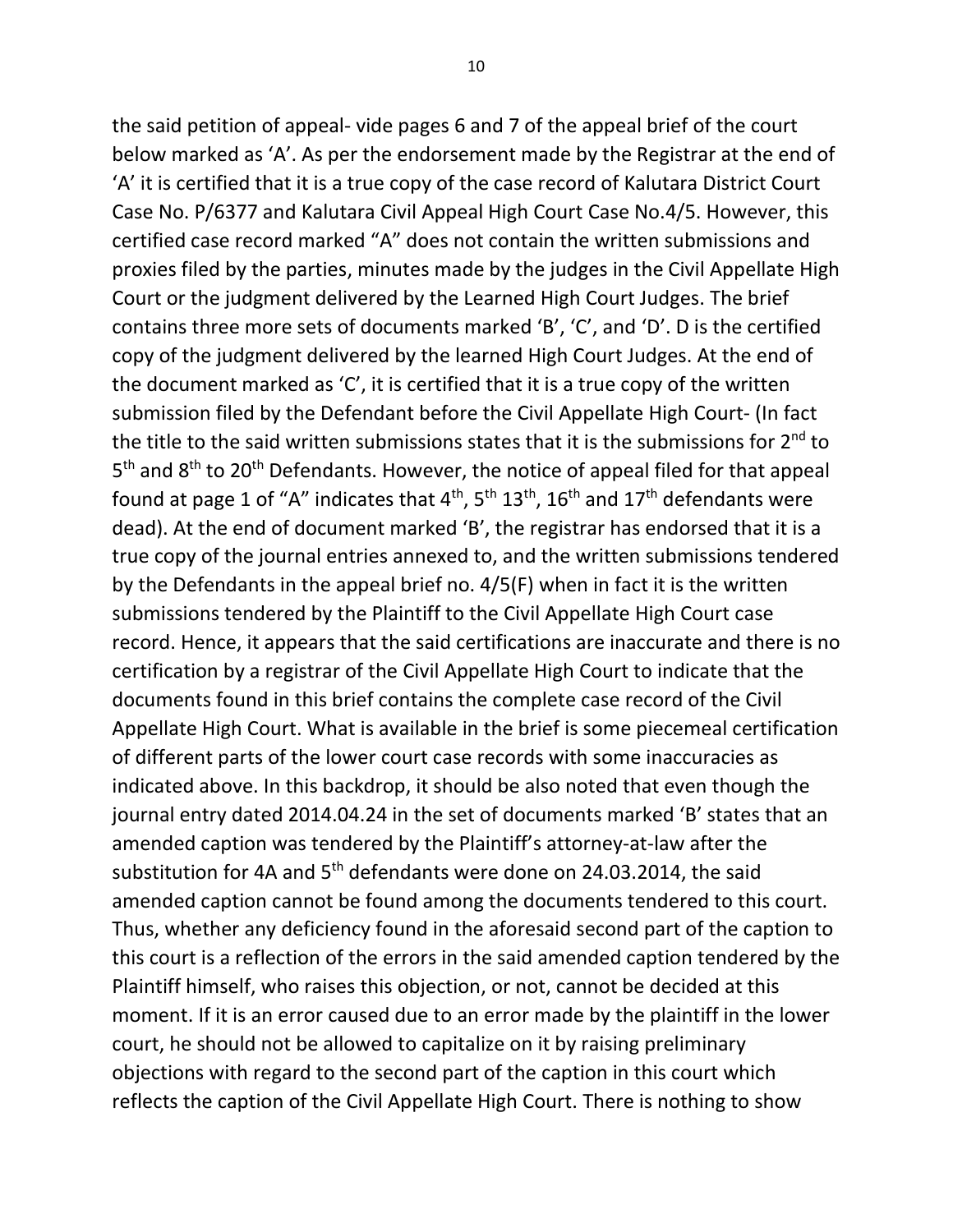the said petition of appeal- vide pages 6 and 7 of the appeal brief of the court below marked as 'A'. As per the endorsement made by the Registrar at the end of 'A' it is certified that it is a true copy of the case record of Kalutara District Court Case No. P/6377 and Kalutara Civil Appeal High Court Case No.4/5. However, this certified case record marked "A" does not contain the written submissions and proxies filed by the parties, minutes made by the judges in the Civil Appellate High Court or the judgment delivered by the Learned High Court Judges. The brief contains three more sets of documents marked 'B', 'C', and 'D'. D is the certified copy of the judgment delivered by the learned High Court Judges. At the end of the document marked as 'C', it is certified that it is a true copy of the written submission filed by the Defendant before the Civil Appellate High Court- (In fact the title to the said written submissions states that it is the submissions for 2nd to 5th and 8th to 20th Defendants. However, the notice of appeal filed for that appeal found at page 1 of "A" indicates that 4th, 5th 13th, 16th and 17th defendants were dead). At the end of document marked 'B', the registrar has endorsed that it is a true copy of the journal entries annexed to, and the written submissions tendered by the Defendants in the appeal brief no. 4/5(F) when in fact it is the written submissions tendered by the Plaintiff to the Civil Appellate High Court case record. Hence, it appears that the said certifications are inaccurate and there is no certification by a registrar of the Civil Appellate High Court to indicate that the documents found in this brief contains the complete case record of the Civil Appellate High Court. What is available in the brief is some piecemeal certification of different parts of the lower court case records with some inaccuracies as indicated above. In this backdrop, it should be also noted that even though the journal entry dated 2014.04.24 in the set of documents marked 'B' states that an amended caption was tendered by the Plaintiff's attorney-at-law after the substitution for 4A and 5th defendants were done on 24.03.2014, the said amended caption cannot be found among the documents tendered to this court. Thus, whether any deficiency found in the aforesaid second part of the caption to this court is a reflection of the errors in the said amended caption tendered by the Plaintiff himself, who raises this objection, or not, cannot be decided at this moment. If it is an error caused due to an error made by the plaintiff in the lower court, he should not be allowed to capitalize on it by raising preliminary objections with regard to the second part of the caption in this court which reflects the caption of the Civil Appellate High Court. There is nothing to show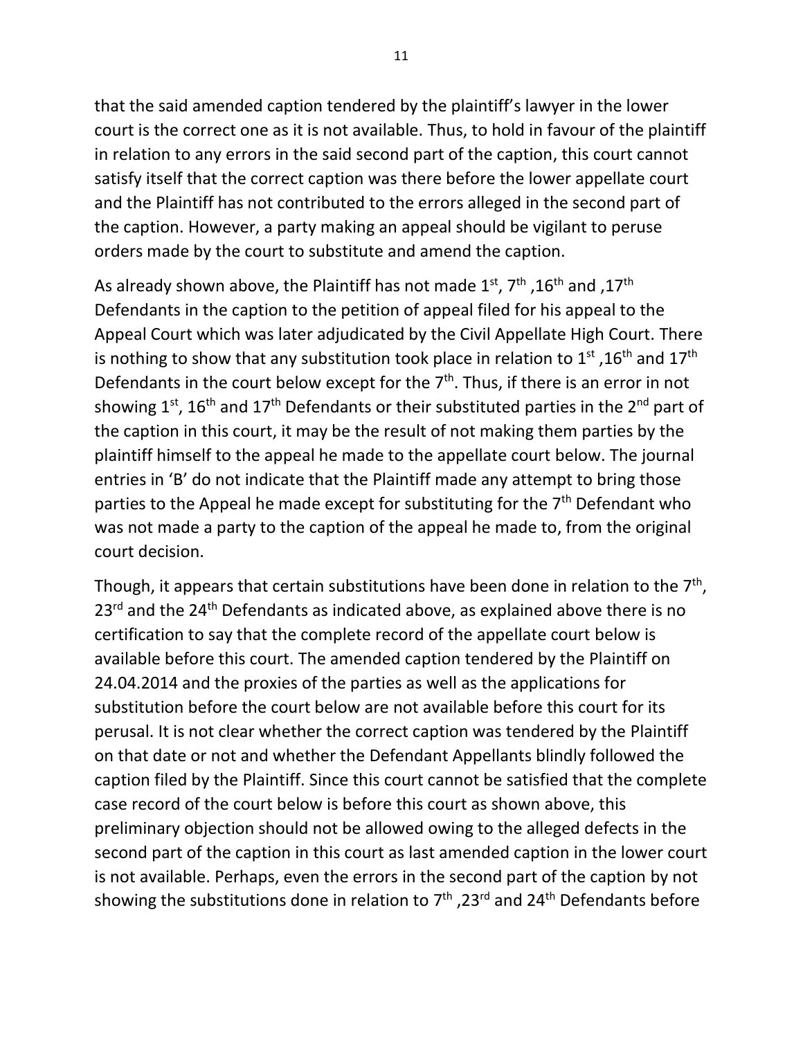that the said amended caption tendered by the plaintiff's lawyer in the lower court is the correct one as it is not available. Thus, to hold in favour of the plaintiff in relation to any errors in the said second part of the caption, this court cannot satisfy itself that the correct caption was there before the lower appellate court and the Plaintiff has not contributed to the errors alleged in the second part of the caption. However, a party making an appeal should be vigilant to peruse orders made by the court to substitute and amend the caption.

As already shown above, the Plaintiff has not made 1st, 7th ,16th and ,17th Defendants in the caption to the petition of appeal filed for his appeal to the Appeal Court which was later adjudicated by the Civil Appellate High Court. There is nothing to show that any substitution took place in relation to 1st ,16th and 17th Defendants in the court below except for the 7th. Thus, if there is an error in not showing 1st, 16th and 17th Defendants or their substituted parties in the 2nd part of the caption in this court, it may be the result of not making them parties by the plaintiff himself to the appeal he made to the appellate court below. The journal entries in 'B' do not indicate that the Plaintiff made any attempt to bring those parties to the Appeal he made except for substituting for the 7th Defendant who was not made a party to the caption of the appeal he made to, from the original court decision.

Though, it appears that certain substitutions have been done in relation to the 7th, 23rd and the 24th Defendants as indicated above, as explained above there is no certification to say that the complete record of the appellate court below is available before this court. The amended caption tendered by the Plaintiff on 24.04.2014 and the proxies of the parties as well as the applications for substitution before the court below are not available before this court for its perusal. It is not clear whether the correct caption was tendered by the Plaintiff on that date or not and whether the Defendant Appellants blindly followed the caption filed by the Plaintiff. Since this court cannot be satisfied that the complete case record of the court below is before this court as shown above, this preliminary objection should not be allowed owing to the alleged defects in the second part of the caption in this court as last amended caption in the lower court is not available. Perhaps, even the errors in the second part of the caption by not showing the substitutions done in relation to 7th ,23rd and 24th Defendants before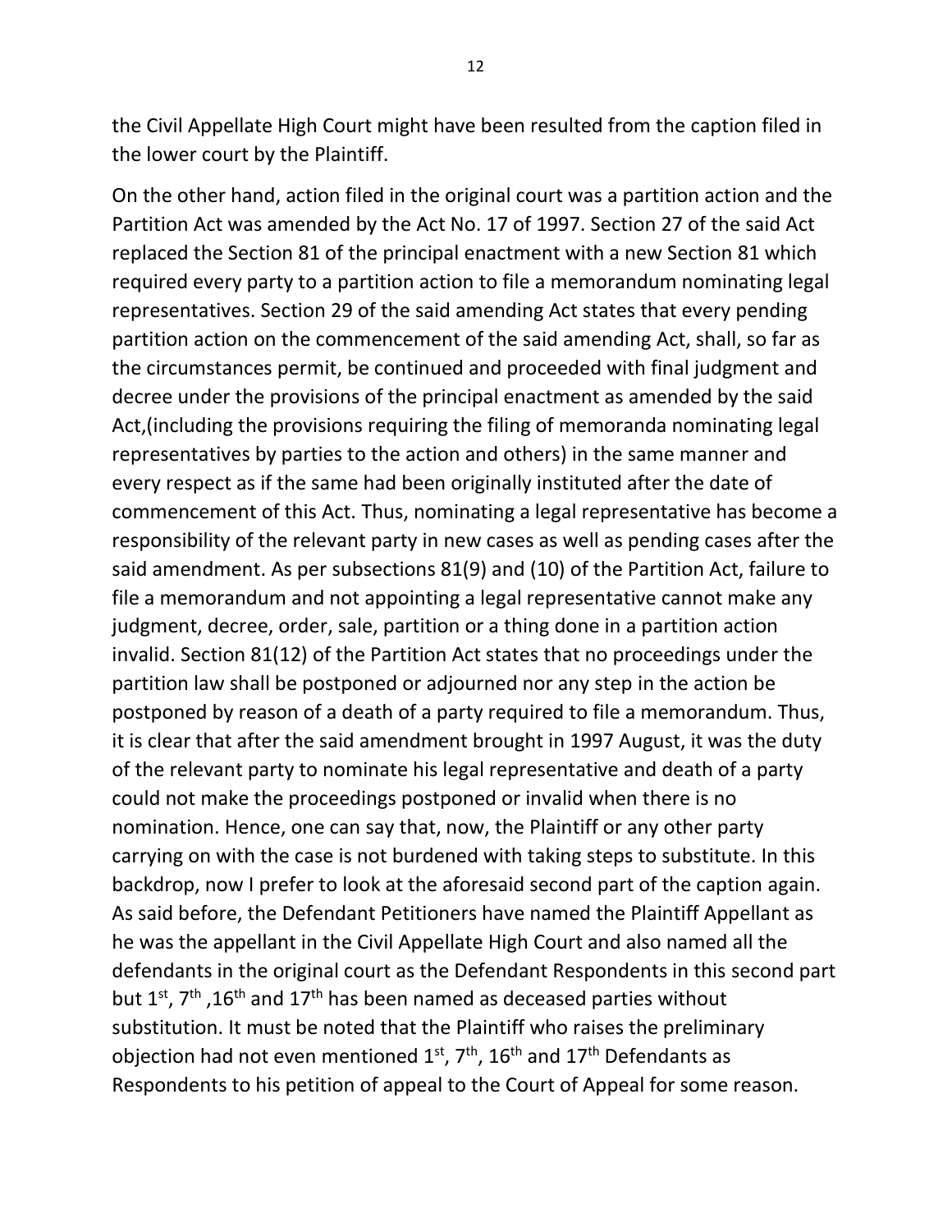the Civil Appellate High Court might have been resulted from the caption filed in the lower court by the Plaintiff.

On the other hand, action filed in the original court was a partition action and the Partition Act was amended by the Act No. 17 of 1997. Section 27 of the said Act replaced the Section 81 of the principal enactment with a new Section 81 which required every party to a partition action to file a memorandum nominating legal representatives. Section 29 of the said amending Act states that every pending partition action on the commencement of the said amending Act, shall, so far as the circumstances permit, be continued and proceeded with final judgment and decree under the provisions of the principal enactment as amended by the said Act,(including the provisions requiring the filing of memoranda nominating legal representatives by parties to the action and others) in the same manner and every respect as if the same had been originally instituted after the date of commencement of this Act. Thus, nominating a legal representative has become a responsibility of the relevant party in new cases as well as pending cases after the said amendment. As per subsections 81(9) and (10) of the Partition Act, failure to file a memorandum and not appointing a legal representative cannot make any judgment, decree, order, sale, partition or a thing done in a partition action invalid. Section 81(12) of the Partition Act states that no proceedings under the partition law shall be postponed or adjourned nor any step in the action be postponed by reason of a death of a party required to file a memorandum. Thus, it is clear that after the said amendment brought in 1997 August, it was the duty of the relevant party to nominate his legal representative and death of a party could not make the proceedings postponed or invalid when there is no nomination. Hence, one can say that, now, the Plaintiff or any other party carrying on with the case is not burdened with taking steps to substitute. In this backdrop, now I prefer to look at the aforesaid second part of the caption again. As said before, the Defendant Petitioners have named the Plaintiff Appellant as he was the appellant in the Civil Appellate High Court and also named all the defendants in the original court as the Defendant Respondents in this second part but 1st, 7th ,16th and 17th has been named as deceased parties without substitution. It must be noted that the Plaintiff who raises the preliminary objection had not even mentioned 1st, 7th, 16th and 17th Defendants as Respondents to his petition of appeal to the Court of Appeal for some reason.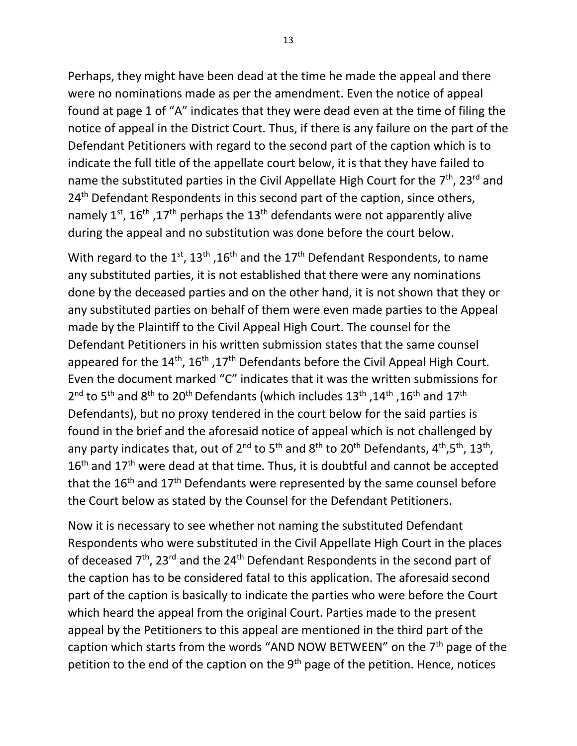Perhaps, they might have been dead at the time he made the appeal and there were no nominations made as per the amendment. Even the notice of appeal found at page 1 of "A" indicates that they were dead even at the time of filing the notice of appeal in the District Court. Thus, if there is any failure on the part of the Defendant Petitioners with regard to the second part of the caption which is to indicate the full title of the appellate court below, it is that they have failed to name the substituted parties in the Civil Appellate High Court for the 7th, 23rd and 24th Defendant Respondents in this second part of the caption, since others, namely 1st, 16th ,17th perhaps the 13th defendants were not apparently alive during the appeal and no substitution was done before the court below.

With regard to the 1st, 13th ,16th and the 17th Defendant Respondents, to name any substituted parties, it is not established that there were any nominations done by the deceased parties and on the other hand, it is not shown that they or any substituted parties on behalf of them were even made parties to the Appeal made by the Plaintiff to the Civil Appeal High Court. The counsel for the Defendant Petitioners in his written submission states that the same counsel appeared for the 14th, 16th ,17th Defendants before the Civil Appeal High Court. Even the document marked "C" indicates that it was the written submissions for 2nd to 5th and 8th to 20th Defendants (which includes 13th ,14th ,16th and 17th Defendants), but no proxy tendered in the court below for the said parties is found in the brief and the aforesaid notice of appeal which is not challenged by any party indicates that, out of 2nd to 5th and 8th to 20th Defendants, 4th,5th, 13th, 16th and 17th were dead at that time. Thus, it is doubtful and cannot be accepted that the 16th and 17th Defendants were represented by the same counsel before the Court below as stated by the Counsel for the Defendant Petitioners.

Now it is necessary to see whether not naming the substituted Defendant Respondents who were substituted in the Civil Appellate High Court in the places of deceased 7th, 23rd and the 24th Defendant Respondents in the second part of the caption has to be considered fatal to this application. The aforesaid second part of the caption is basically to indicate the parties who were before the Court which heard the appeal from the original Court. Parties made to the present appeal by the Petitioners to this appeal are mentioned in the third part of the caption which starts from the words "AND NOW BETWEEN" on the 7th page of the petition to the end of the caption on the 9th page of the petition. Hence, notices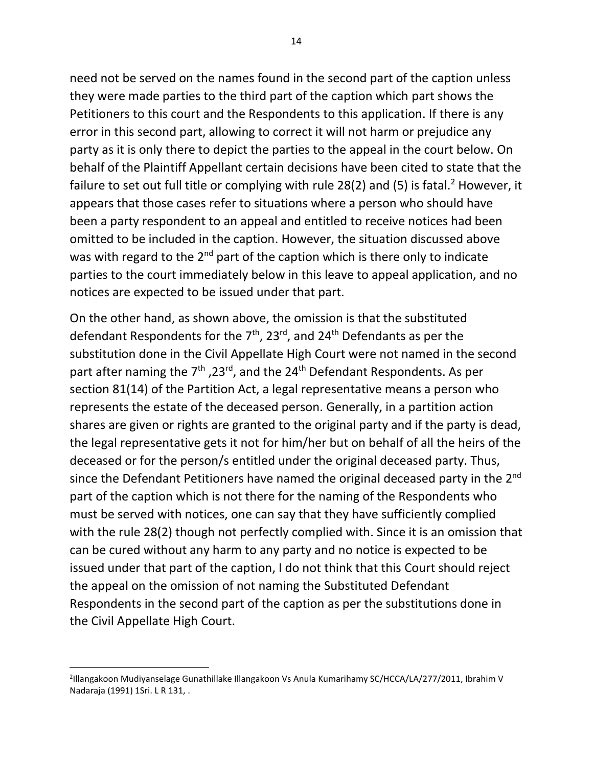need not be served on the names found in the second part of the caption unless they were made parties to the third part of the caption which part shows the Petitioners to this court and the Respondents to this application. If there is any error in this second part, allowing to correct it will not harm or prejudice any party as it is only there to depict the parties to the appeal in the court below. On behalf of the Plaintiff Appellant certain decisions have been cited to state that the failure to set out full title or complying with rule 28(2) and (5) is fatal.[2] However, it appears that those cases refer to situations where a person who should have been a party respondent to an appeal and entitled to receive notices had been omitted to be included in the caption. However, the situation discussed above was with regard to the 2nd part of the caption which is there only to indicate parties to the court immediately below in this leave to appeal application, and no notices are expected to be issued under that part.

On the other hand, as shown above, the omission is that the substituted defendant Respondents for the 7th, 23rd, and 24th Defendants as per the substitution done in the Civil Appellate High Court were not named in the second part after naming the 7th ,23rd, and the 24th Defendant Respondents. As per section 81(14) of the Partition Act, a legal representative means a person who represents the estate of the deceased person. Generally, in a partition action shares are given or rights are granted to the original party and if the party is dead, the legal representative gets it not for him/her but on behalf of all the heirs of the deceased or for the person/s entitled under the original deceased party. Thus, since the Defendant Petitioners have named the original deceased party in the 2nd part of the caption which is not there for the naming of the Respondents who must be served with notices, one can say that they have sufficiently complied with the rule 28(2) though not perfectly complied with. Since it is an omission that can be cured without any harm to any party and no notice is expected to be issued under that part of the caption, I do not think that this Court should reject the appeal on the omission of not naming the Substituted Defendant Respondents in the second part of the caption as per the substitutions done in the Civil Appellate High Court.

---

[2] Illangakoon Mudiyanselage Gunathillake Illangakoon Vs Anula Kumarihamy SC/HCCA/LA/277/2011, Ibrahim V Nadaraja (1991) 1Sri. L R 131, .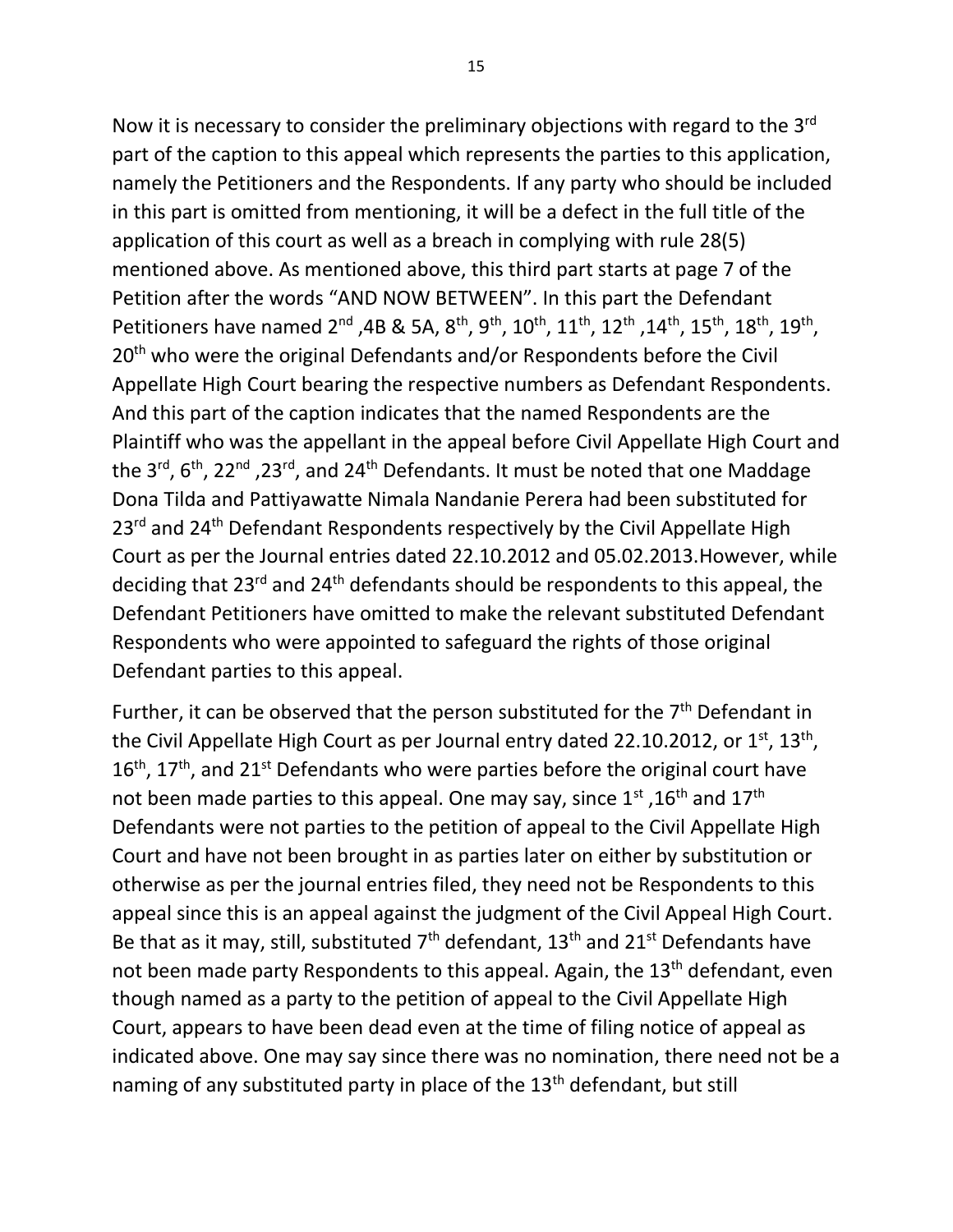Now it is necessary to consider the preliminary objections with regard to the 3rd part of the caption to this appeal which represents the parties to this application, namely the Petitioners and the Respondents. If any party who should be included in this part is omitted from mentioning, it will be a defect in the full title of the application of this court as well as a breach in complying with rule 28(5) mentioned above. As mentioned above, this third part starts at page 7 of the Petition after the words "AND NOW BETWEEN". In this part the Defendant Petitioners have named 2nd ,4B & 5A, 8th, 9th, 10th, 11th, 12th ,14th, 15th, 18th, 19th, 20th who were the original Defendants and/or Respondents before the Civil Appellate High Court bearing the respective numbers as Defendant Respondents. And this part of the caption indicates that the named Respondents are the Plaintiff who was the appellant in the appeal before Civil Appellate High Court and the 3rd, 6th, 22nd ,23rd, and 24th Defendants. It must be noted that one Maddage Dona Tilda and Pattiyawatte Nimala Nandanie Perera had been substituted for 23rd and 24th Defendant Respondents respectively by the Civil Appellate High Court as per the Journal entries dated 22.10.2012 and 05.02.2013.However, while deciding that 23rd and 24th defendants should be respondents to this appeal, the Defendant Petitioners have omitted to make the relevant substituted Defendant Respondents who were appointed to safeguard the rights of those original Defendant parties to this appeal.

Further, it can be observed that the person substituted for the 7th Defendant in the Civil Appellate High Court as per Journal entry dated 22.10.2012, or 1st, 13th, 16th, 17th, and 21st Defendants who were parties before the original court have not been made parties to this appeal. One may say, since 1st ,16th and 17th Defendants were not parties to the petition of appeal to the Civil Appellate High Court and have not been brought in as parties later on either by substitution or otherwise as per the journal entries filed, they need not be Respondents to this appeal since this is an appeal against the judgment of the Civil Appeal High Court. Be that as it may, still, substituted 7th defendant, 13th and 21st Defendants have not been made party Respondents to this appeal. Again, the 13th defendant, even though named as a party to the petition of appeal to the Civil Appellate High Court, appears to have been dead even at the time of filing notice of appeal as indicated above. One may say since there was no nomination, there need not be a naming of any substituted party in place of the 13th defendant, but still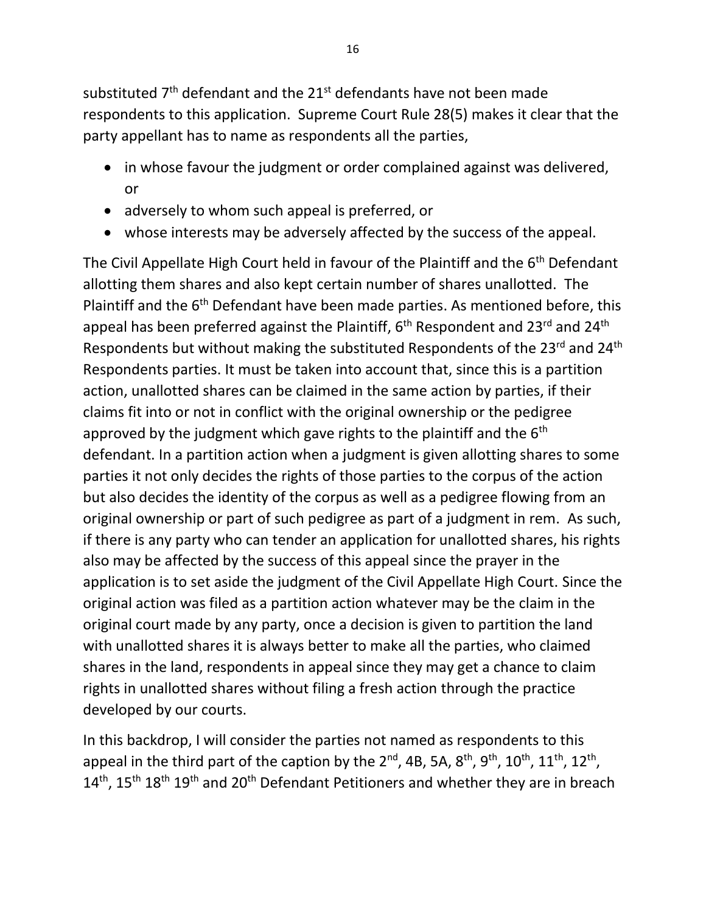substituted 7th defendant and the 21st defendants have not been made respondents to this application. Supreme Court Rule 28(5) makes it clear that the party appellant has to name as respondents all the parties,

- in whose favour the judgment or order complained against was delivered, or
- adversely to whom such appeal is preferred, or
- whose interests may be adversely affected by the success of the appeal.

The Civil Appellate High Court held in favour of the Plaintiff and the 6th Defendant allotting them shares and also kept certain number of shares unallotted. The Plaintiff and the 6th Defendant have been made parties. As mentioned before, this appeal has been preferred against the Plaintiff, 6th Respondent and 23rd and 24th Respondents but without making the substituted Respondents of the 23rd and 24th Respondents parties. It must be taken into account that, since this is a partition action, unallotted shares can be claimed in the same action by parties, if their claims fit into or not in conflict with the original ownership or the pedigree approved by the judgment which gave rights to the plaintiff and the 6th defendant. In a partition action when a judgment is given allotting shares to some parties it not only decides the rights of those parties to the corpus of the action but also decides the identity of the corpus as well as a pedigree flowing from an original ownership or part of such pedigree as part of a judgment in rem. As such, if there is any party who can tender an application for unallotted shares, his rights also may be affected by the success of this appeal since the prayer in the application is to set aside the judgment of the Civil Appellate High Court. Since the original action was filed as a partition action whatever may be the claim in the original court made by any party, once a decision is given to partition the land with unallotted shares it is always better to make all the parties, who claimed shares in the land, respondents in appeal since they may get a chance to claim rights in unallotted shares without filing a fresh action through the practice developed by our courts.

In this backdrop, I will consider the parties not named as respondents to this appeal in the third part of the caption by the 2nd, 4B, 5A, 8th, 9th, 10th, 11th, 12th, 14th, 15th 18th 19th and 20th Defendant Petitioners and whether they are in breach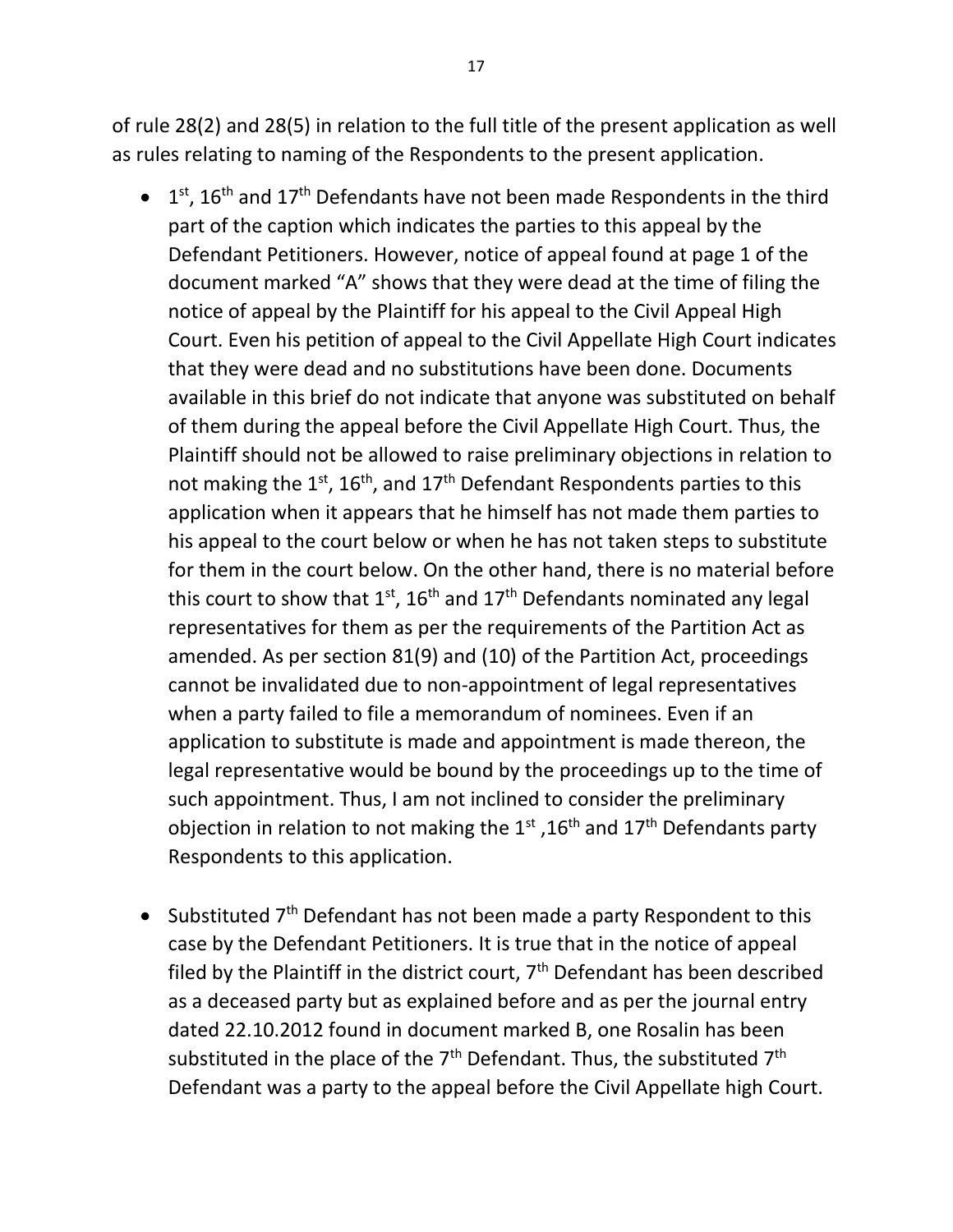of rule 28(2) and 28(5) in relation to the full title of the present application as well as rules relating to naming of the Respondents to the present application.

- 1st, 16th and 17th Defendants have not been made Respondents in the third part of the caption which indicates the parties to this appeal by the Defendant Petitioners. However, notice of appeal found at page 1 of the document marked "A" shows that they were dead at the time of filing the notice of appeal by the Plaintiff for his appeal to the Civil Appeal High Court. Even his petition of appeal to the Civil Appellate High Court indicates that they were dead and no substitutions have been done. Documents available in this brief do not indicate that anyone was substituted on behalf of them during the appeal before the Civil Appellate High Court. Thus, the Plaintiff should not be allowed to raise preliminary objections in relation to not making the 1st, 16th, and 17th Defendant Respondents parties to this application when it appears that he himself has not made them parties to his appeal to the court below or when he has not taken steps to substitute for them in the court below. On the other hand, there is no material before this court to show that 1st, 16th and 17th Defendants nominated any legal representatives for them as per the requirements of the Partition Act as amended. As per section 81(9) and (10) of the Partition Act, proceedings cannot be invalidated due to non-appointment of legal representatives when a party failed to file a memorandum of nominees. Even if an application to substitute is made and appointment is made thereon, the legal representative would be bound by the proceedings up to the time of such appointment. Thus, I am not inclined to consider the preliminary objection in relation to not making the 1st ,16th and 17th Defendants party Respondents to this application.

- Substituted 7th Defendant has not been made a party Respondent to this case by the Defendant Petitioners. It is true that in the notice of appeal filed by the Plaintiff in the district court, 7th Defendant has been described as a deceased party but as explained before and as per the journal entry dated 22.10.2012 found in document marked B, one Rosalin has been substituted in the place of the 7th Defendant. Thus, the substituted 7th Defendant was a party to the appeal before the Civil Appellate high Court.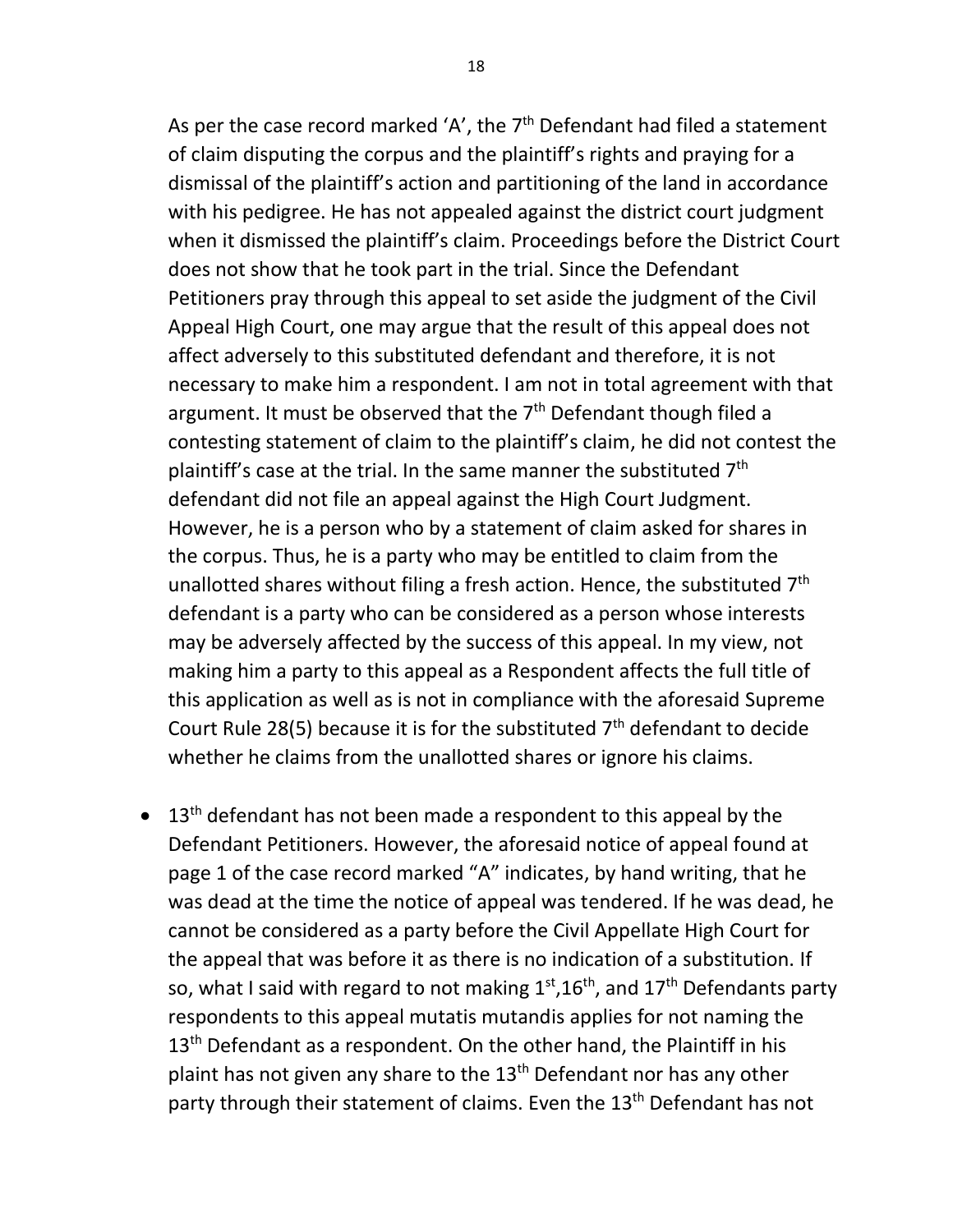As per the case record marked 'A', the 7th Defendant had filed a statement of claim disputing the corpus and the plaintiff's rights and praying for a dismissal of the plaintiff's action and partitioning of the land in accordance with his pedigree. He has not appealed against the district court judgment when it dismissed the plaintiff's claim. Proceedings before the District Court does not show that he took part in the trial. Since the Defendant Petitioners pray through this appeal to set aside the judgment of the Civil Appeal High Court, one may argue that the result of this appeal does not affect adversely to this substituted defendant and therefore, it is not necessary to make him a respondent. I am not in total agreement with that argument. It must be observed that the 7th Defendant though filed a contesting statement of claim to the plaintiff's claim, he did not contest the plaintiff's case at the trial. In the same manner the substituted 7th defendant did not file an appeal against the High Court Judgment. However, he is a person who by a statement of claim asked for shares in the corpus. Thus, he is a party who may be entitled to claim from the unallotted shares without filing a fresh action. Hence, the substituted 7th defendant is a party who can be considered as a person whose interests may be adversely affected by the success of this appeal. In my view, not making him a party to this appeal as a Respondent affects the full title of this application as well as is not in compliance with the aforesaid Supreme Court Rule 28(5) because it is for the substituted 7th defendant to decide whether he claims from the unallotted shares or ignore his claims.

- 13th defendant has not been made a respondent to this appeal by the Defendant Petitioners. However, the aforesaid notice of appeal found at page 1 of the case record marked "A" indicates, by hand writing, that he was dead at the time the notice of appeal was tendered. If he was dead, he cannot be considered as a party before the Civil Appellate High Court for the appeal that was before it as there is no indication of a substitution. If so, what I said with regard to not making 1st, 16th, and 17th Defendants party respondents to this appeal mutatis mutandis applies for not naming the 13th Defendant as a respondent. On the other hand, the Plaintiff in his plaint has not given any share to the 13th Defendant nor has any other party through their statement of claims. Even the 13th Defendant has not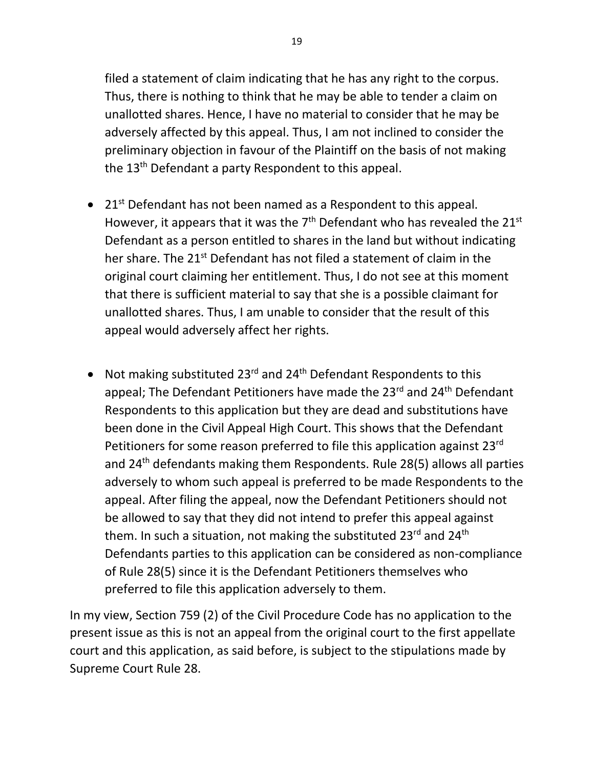filed a statement of claim indicating that he has any right to the corpus. Thus, there is nothing to think that he may be able to tender a claim on unallotted shares. Hence, I have no material to consider that he may be adversely affected by this appeal. Thus, I am not inclined to consider the preliminary objection in favour of the Plaintiff on the basis of not making the 13th Defendant a party Respondent to this appeal.

- 21st Defendant has not been named as a Respondent to this appeal. However, it appears that it was the 7th Defendant who has revealed the 21st Defendant as a person entitled to shares in the land but without indicating her share. The 21st Defendant has not filed a statement of claim in the original court claiming her entitlement. Thus, I do not see at this moment that there is sufficient material to say that she is a possible claimant for unallotted shares. Thus, I am unable to consider that the result of this appeal would adversely affect her rights.

- Not making substituted 23rd and 24th Defendant Respondents to this appeal; The Defendant Petitioners have made the 23rd and 24th Defendant Respondents to this application but they are dead and substitutions have been done in the Civil Appeal High Court. This shows that the Defendant Petitioners for some reason preferred to file this application against 23rd and 24th defendants making them Respondents. Rule 28(5) allows all parties adversely to whom such appeal is preferred to be made Respondents to the appeal. After filing the appeal, now the Defendant Petitioners should not be allowed to say that they did not intend to prefer this appeal against them. In such a situation, not making the substituted 23rd and 24th Defendants parties to this application can be considered as non-compliance of Rule 28(5) since it is the Defendant Petitioners themselves who preferred to file this application adversely to them.

In my view, Section 759 (2) of the Civil Procedure Code has no application to the present issue as this is not an appeal from the original court to the first appellate court and this application, as said before, is subject to the stipulations made by Supreme Court Rule 28.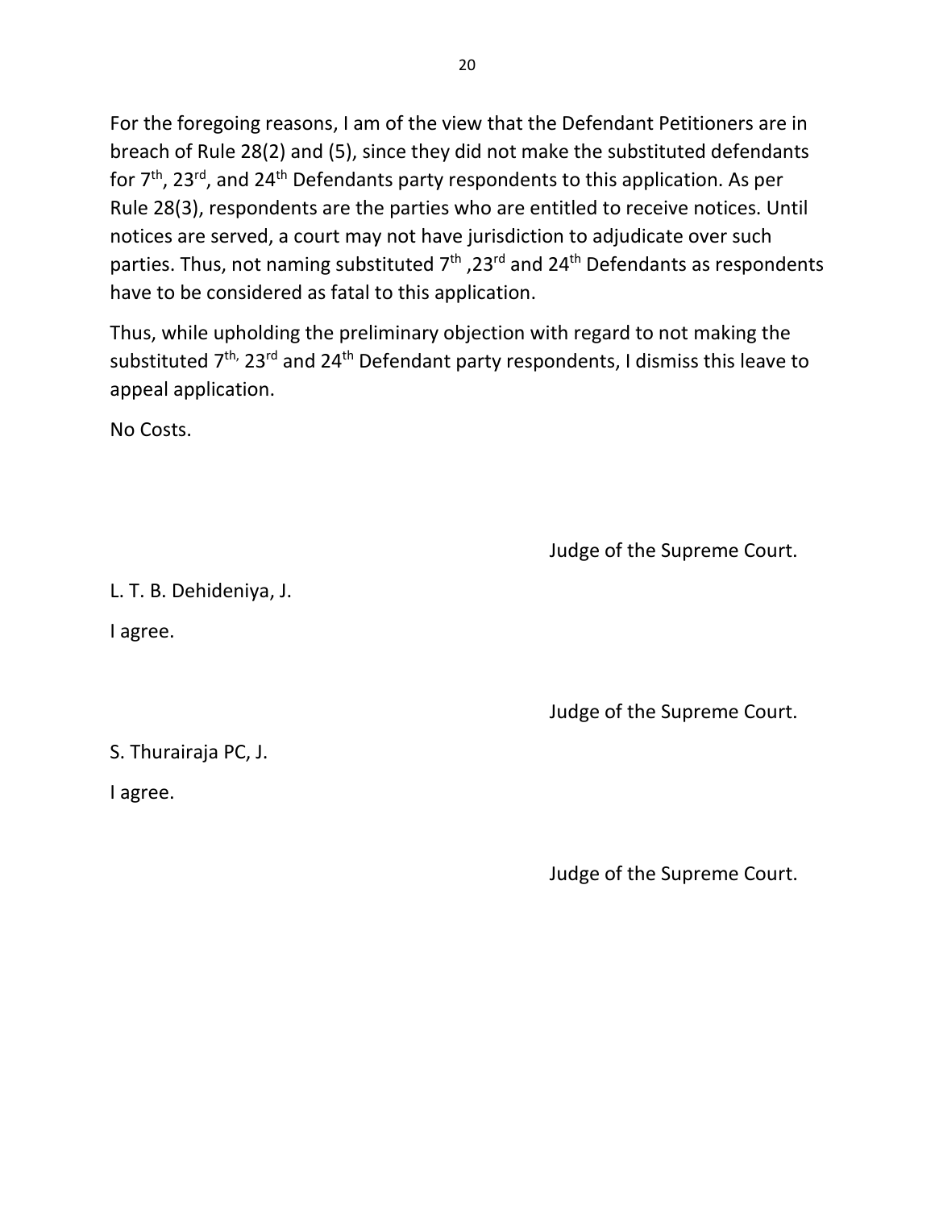For the foregoing reasons, I am of the view that the Defendant Petitioners are in breach of Rule 28(2) and (5), since they did not make the substituted defendants for 7th, 23rd, and 24th Defendants party respondents to this application. As per Rule 28(3), respondents are the parties who are entitled to receive notices. Until notices are served, a court may not have jurisdiction to adjudicate over such parties. Thus, not naming substituted 7th ,23rd and 24th Defendants as respondents have to be considered as fatal to this application.

Thus, while upholding the preliminary objection with regard to not making the substituted 7th, 23rd and 24th Defendant party respondents, I dismiss this leave to appeal application.

No Costs.

Judge of the Supreme Court.

L. T. B. Dehideniya, J.

I agree.

Judge of the Supreme Court.

S. Thurairaja PC, J.

I agree.

Judge of the Supreme Court.